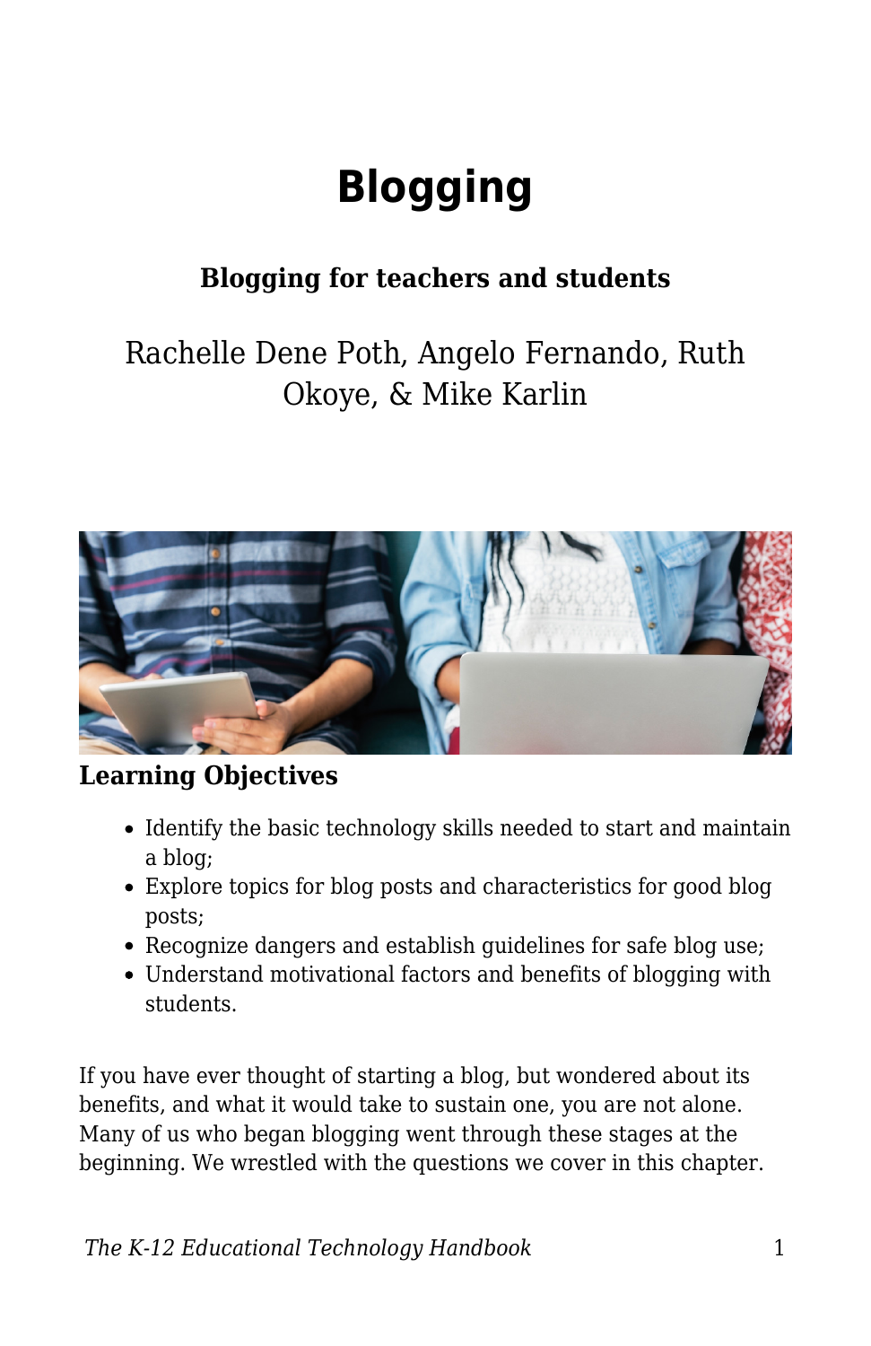# Blogging

### Blogging for teachers and students

Rachelle Dene Poth, Angelo Fernando, Ruth Okoye, & Mike Karlin

**Learning Objectives**

- Identify the basic technology skills needed to start and maintain a blog;
- Explore topics for blog posts and characteristics for good blog posts;
- Recognize dangers and establish guidelines for safe blog use;
- Understand motivational factors and benefits of blogging with students.

If you have ever thought of starting a blog, but wondered about its benefits, and what it would take to sustain one, you are not alone. Many of us who began blogging went through these stages at the beginning. We wrestled with the questions we cover in this chapter.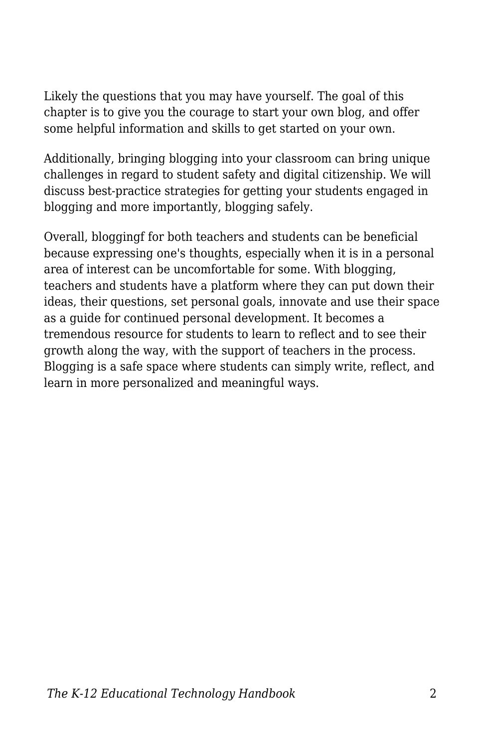Likely the questions that you may have yourself. The goal of this chapter is to give you the courage to start your own blog, and offer some helpful information and skills to get started on your own.

Additionally, bringing blogging into your classroom can bring unique challenges in regard to student safety and digital citizenship. We will discuss best-practice strategies for getting your students engaged in blogging and more importantly, blogging safely.

Overall, bloggingf for both teachers and students can be beneficial because expressing one's thoughts, especially when it is in a personal area of interest can be uncomfortable for some. With blogging, teachers and students have a platform where they can put down their ideas, their questions, set personal goals, innovate and use their space as a guide for continued personal development. It becomes a tremendous resource for students to learn to reflect and to see their growth along the way, with the support of teachers in the process. Blogging is a safe space where students can simply write, reflect, and learn in more personalized and meaningful ways.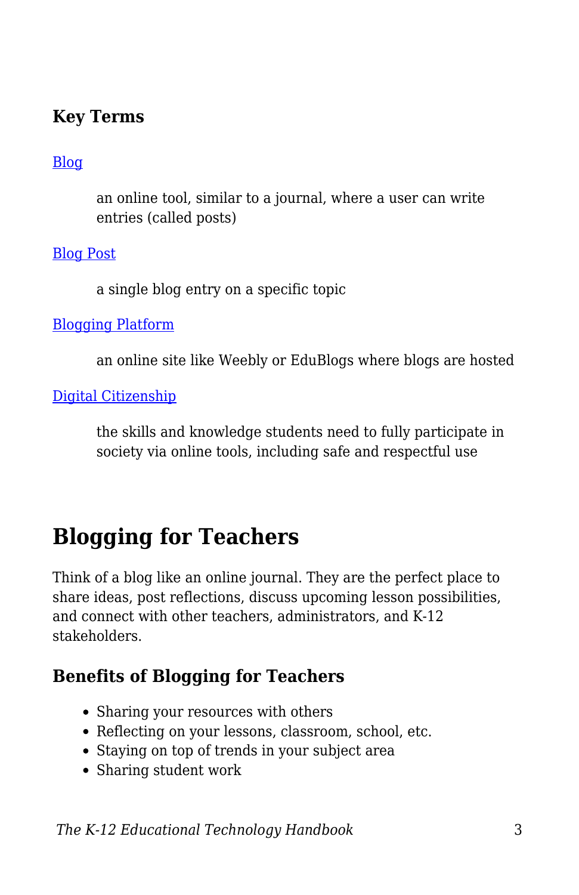### Key Terms

[Blog]

: an online tool, similar to a journal, where a user can write entries (called posts)

[Blog Post]

: a single blog entry on a specific topic

[Blogging Platform]

: an online site like Weebly or EduBlogs where blogs are hosted

[Digital Citizenship]

: the skills and knowledge students need to fully participate in society via online tools, including safe and respectful use

## Blogging for Teachers

Think of a blog like an online journal. They are the perfect place to share ideas, post reflections, discuss upcoming lesson possibilities, and connect with other teachers, administrators, and K-12 stakeholders.

### Benefits of Blogging for Teachers

- Sharing your resources with others
- Reflecting on your lessons, classroom, school, etc.
- Staying on top of trends in your subject area
- Sharing student work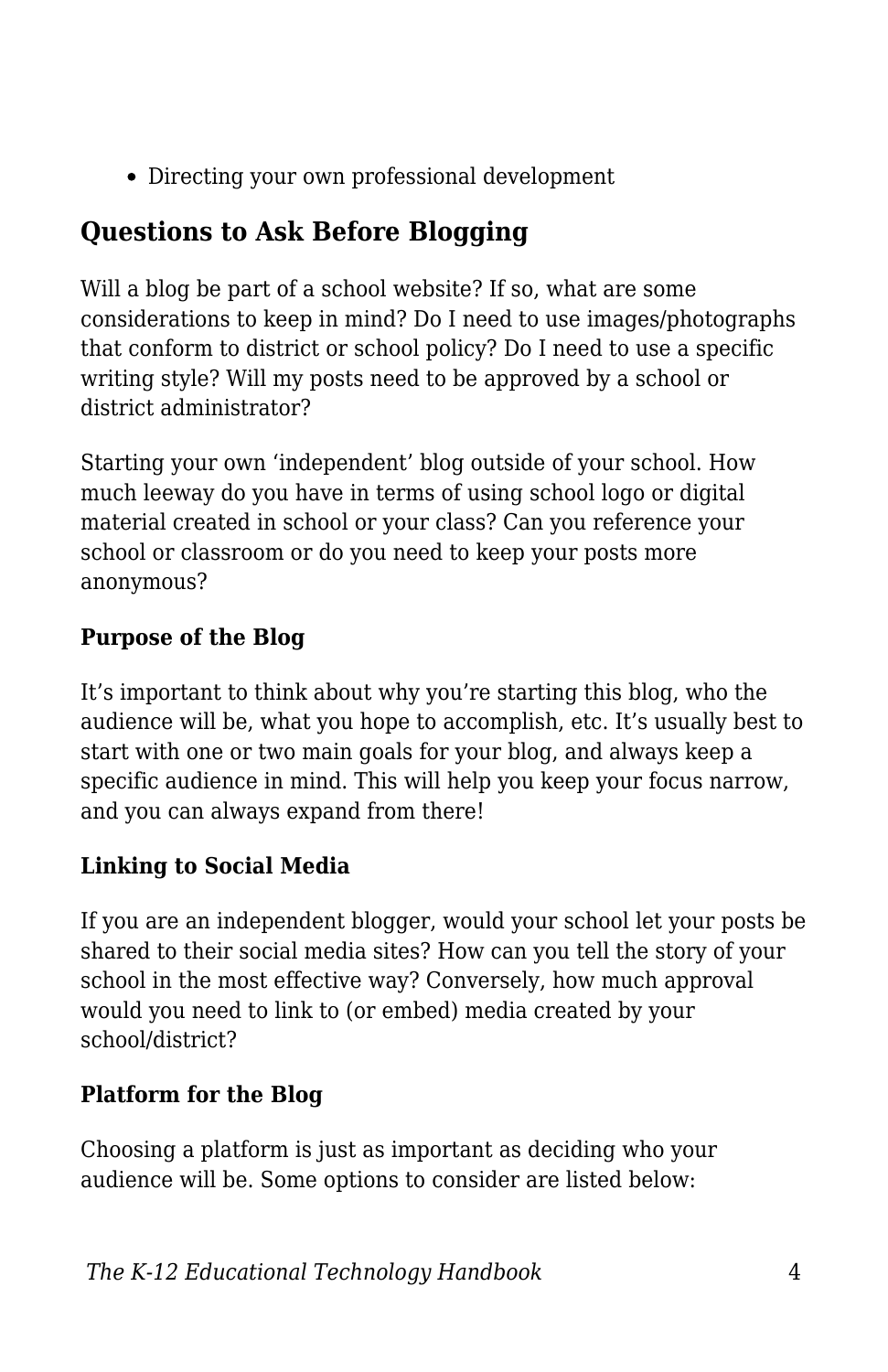- Directing your own professional development

## Questions to Ask Before Blogging

Will a blog be part of a school website? If so, what are some considerations to keep in mind? Do I need to use images/photographs that conform to district or school policy? Do I need to use a specific writing style? Will my posts need to be approved by a school or district administrator?

Starting your own 'independent' blog outside of your school. How much leeway do you have in terms of using school logo or digital material created in school or your class? Can you reference your school or classroom or do you need to keep your posts more anonymous?

### Purpose of the Blog

It's important to think about why you're starting this blog, who the audience will be, what you hope to accomplish, etc. It's usually best to start with one or two main goals for your blog, and always keep a specific audience in mind. This will help you keep your focus narrow, and you can always expand from there!

### Linking to Social Media

If you are an independent blogger, would your school let your posts be shared to their social media sites? How can you tell the story of your school in the most effective way? Conversely, how much approval would you need to link to (or embed) media created by your school/district?

### Platform for the Blog

Choosing a platform is just as important as deciding who your audience will be. Some options to consider are listed below: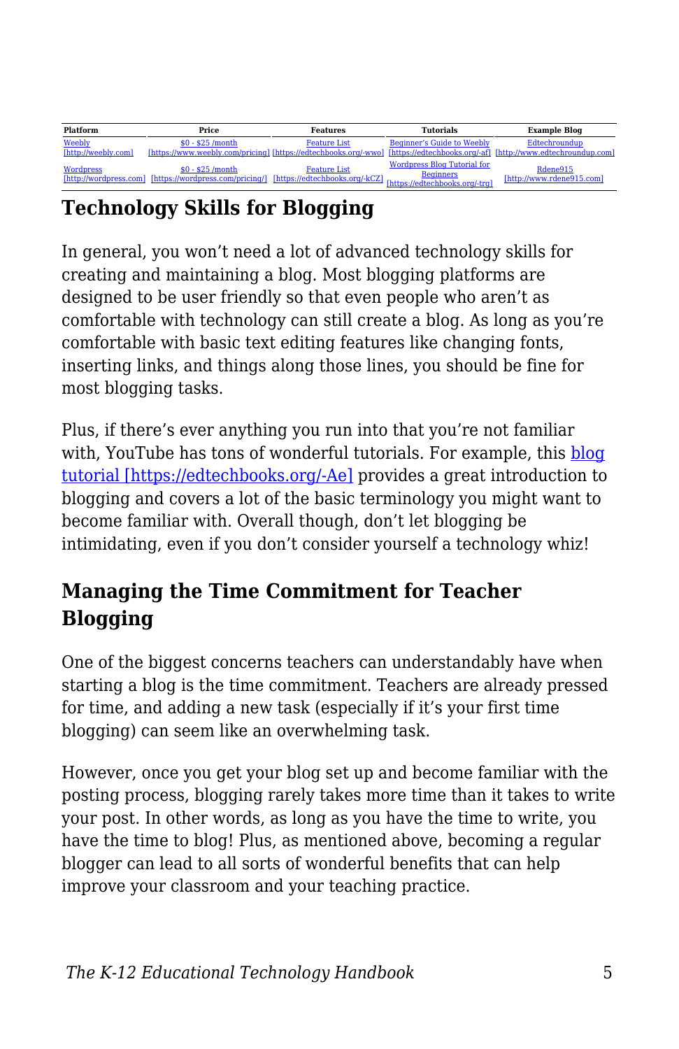| Platform | Price | Features | Tutorials | Example Blog |
|---|---|---|---|---|
| Weebly [http://weebly.com] | $0 - $25 /month [https://www.weebly.com/pricing] | Feature List [https://edtechbooks.org/-wwo] | Beginner's Guide to Weebly [https://edtechbooks.org/-af] | Edtechroundup [http://www.edtechroundup.com] |
| Wordpress [http://wordpress.com] | $0 - $25 /month [https://wordpress.com/pricing/] | Feature List [https://edtechbooks.org/-kCZ] | Wordpress Blog Tutorial for Beginners [https://edtechbooks.org/-trg] | Rdene915 [http://www.rdene915.com] |

## Technology Skills for Blogging

In general, you won't need a lot of advanced technology skills for creating and maintaining a blog. Most blogging platforms are designed to be user friendly so that even people who aren't as comfortable with technology can still create a blog. As long as you're comfortable with basic text editing features like changing fonts, inserting links, and things along those lines, you should be fine for most blogging tasks.

Plus, if there's ever anything you run into that you're not familiar with, YouTube has tons of wonderful tutorials. For example, this blog tutorial [https://edtechbooks.org/-Ae] provides a great introduction to blogging and covers a lot of the basic terminology you might want to become familiar with. Overall though, don't let blogging be intimidating, even if you don't consider yourself a technology whiz!

## Managing the Time Commitment for Teacher Blogging

One of the biggest concerns teachers can understandably have when starting a blog is the time commitment. Teachers are already pressed for time, and adding a new task (especially if it's your first time blogging) can seem like an overwhelming task.

However, once you get your blog set up and become familiar with the posting process, blogging rarely takes more time than it takes to write your post. In other words, as long as you have the time to write, you have the time to blog! Plus, as mentioned above, becoming a regular blogger can lead to all sorts of wonderful benefits that can help improve your classroom and your teaching practice.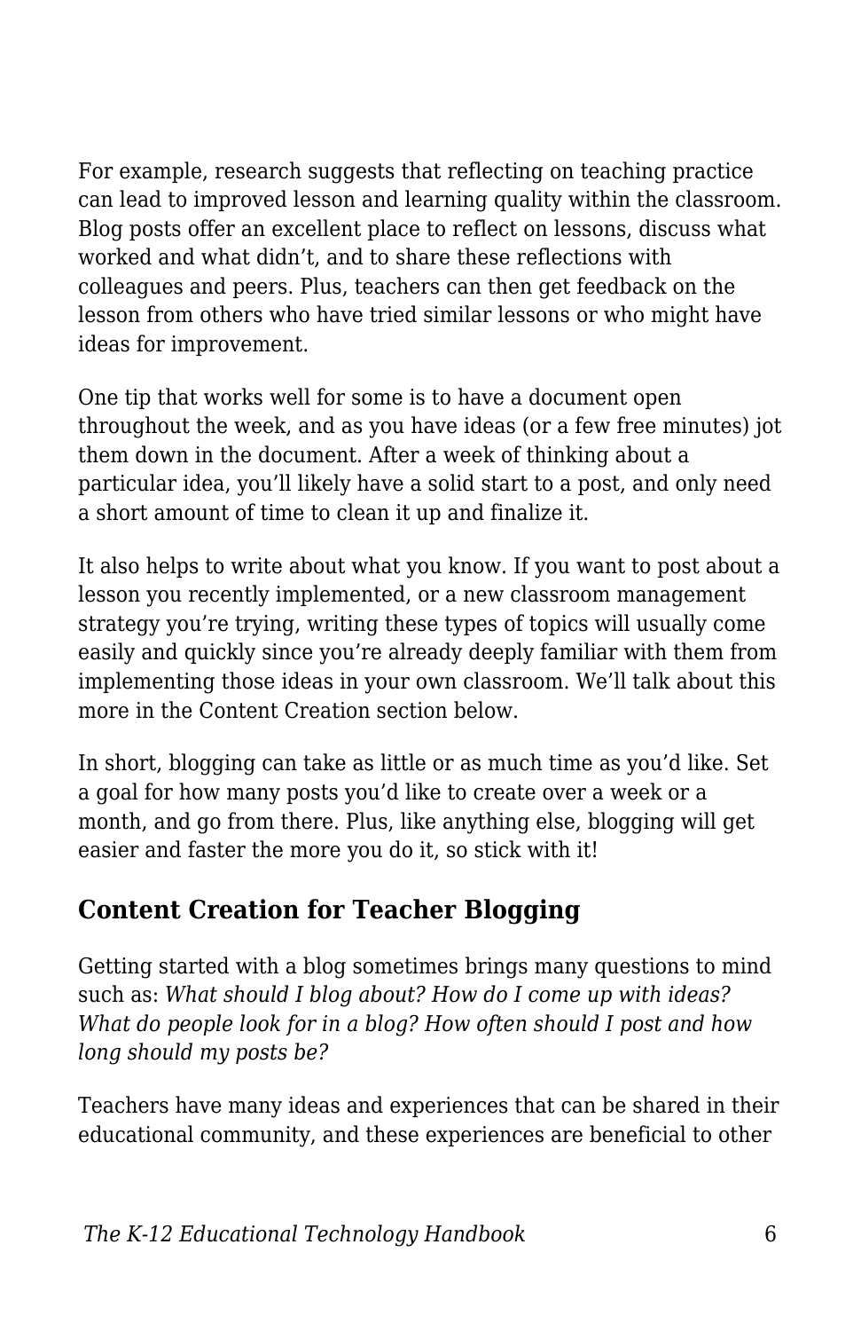For example, research suggests that reflecting on teaching practice can lead to improved lesson and learning quality within the classroom. Blog posts offer an excellent place to reflect on lessons, discuss what worked and what didn't, and to share these reflections with colleagues and peers. Plus, teachers can then get feedback on the lesson from others who have tried similar lessons or who might have ideas for improvement.

One tip that works well for some is to have a document open throughout the week, and as you have ideas (or a few free minutes) jot them down in the document. After a week of thinking about a particular idea, you'll likely have a solid start to a post, and only need a short amount of time to clean it up and finalize it.

It also helps to write about what you know. If you want to post about a lesson you recently implemented, or a new classroom management strategy you're trying, writing these types of topics will usually come easily and quickly since you're already deeply familiar with them from implementing those ideas in your own classroom. We'll talk about this more in the Content Creation section below.

In short, blogging can take as little or as much time as you'd like. Set a goal for how many posts you'd like to create over a week or a month, and go from there. Plus, like anything else, blogging will get easier and faster the more you do it, so stick with it!

## Content Creation for Teacher Blogging

Getting started with a blog sometimes brings many questions to mind such as: *What should I blog about? How do I come up with ideas? What do people look for in a blog? How often should I post and how long should my posts be?*

Teachers have many ideas and experiences that can be shared in their educational community, and these experiences are beneficial to other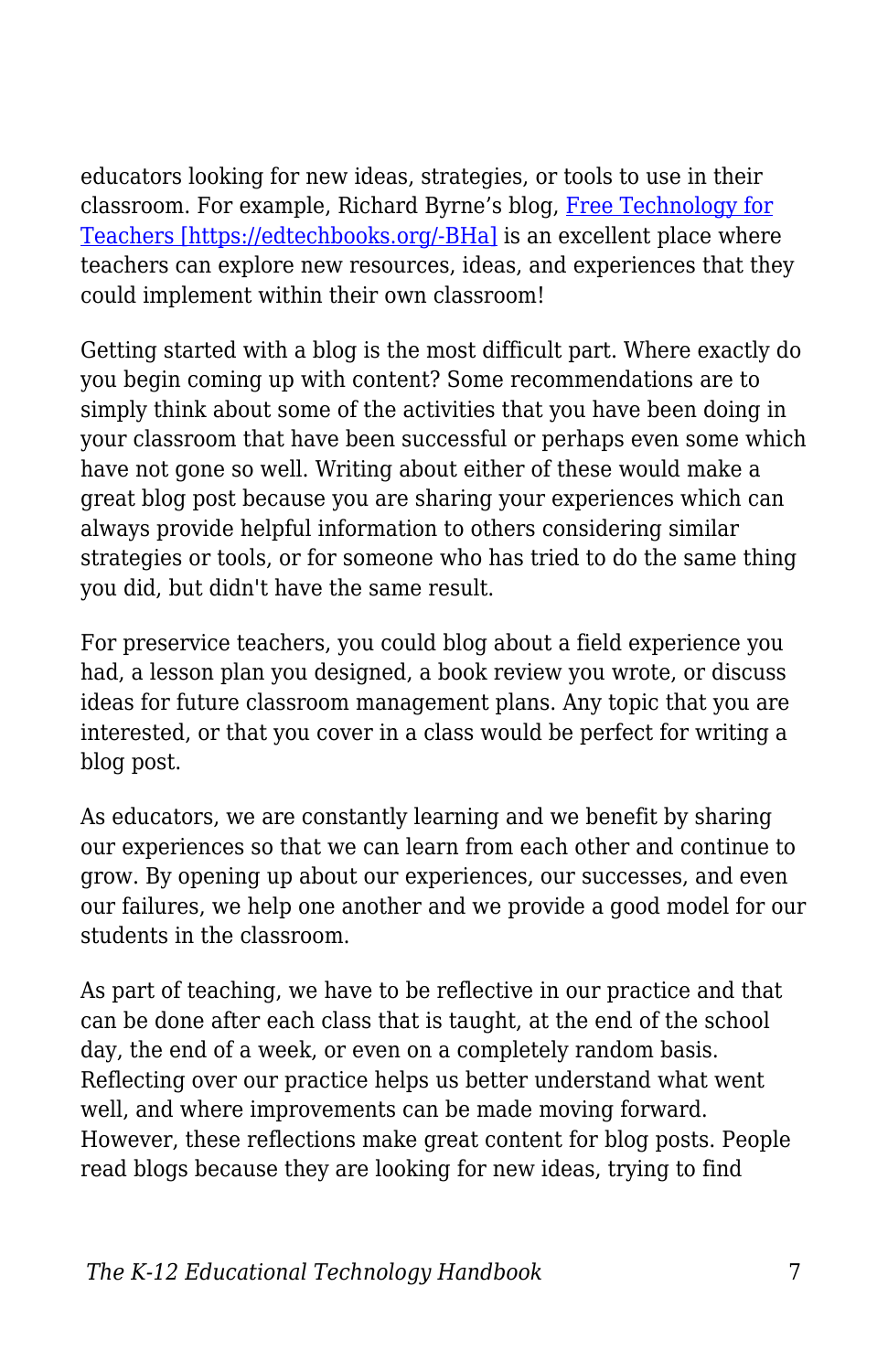educators looking for new ideas, strategies, or tools to use in their classroom. For example, Richard Byrne's blog, [Free Technology for Teachers [https://edtechbooks.org/-BHa]](https://edtechbooks.org/-BHa) is an excellent place where teachers can explore new resources, ideas, and experiences that they could implement within their own classroom!

Getting started with a blog is the most difficult part. Where exactly do you begin coming up with content? Some recommendations are to simply think about some of the activities that you have been doing in your classroom that have been successful or perhaps even some which have not gone so well. Writing about either of these would make a great blog post because you are sharing your experiences which can always provide helpful information to others considering similar strategies or tools, or for someone who has tried to do the same thing you did, but didn't have the same result.

For preservice teachers, you could blog about a field experience you had, a lesson plan you designed, a book review you wrote, or discuss ideas for future classroom management plans. Any topic that you are interested, or that you cover in a class would be perfect for writing a blog post.

As educators, we are constantly learning and we benefit by sharing our experiences so that we can learn from each other and continue to grow. By opening up about our experiences, our successes, and even our failures, we help one another and we provide a good model for our students in the classroom.

As part of teaching, we have to be reflective in our practice and that can be done after each class that is taught, at the end of the school day, the end of a week, or even on a completely random basis. Reflecting over our practice helps us better understand what went well, and where improvements can be made moving forward. However, these reflections make great content for blog posts. People read blogs because they are looking for new ideas, trying to find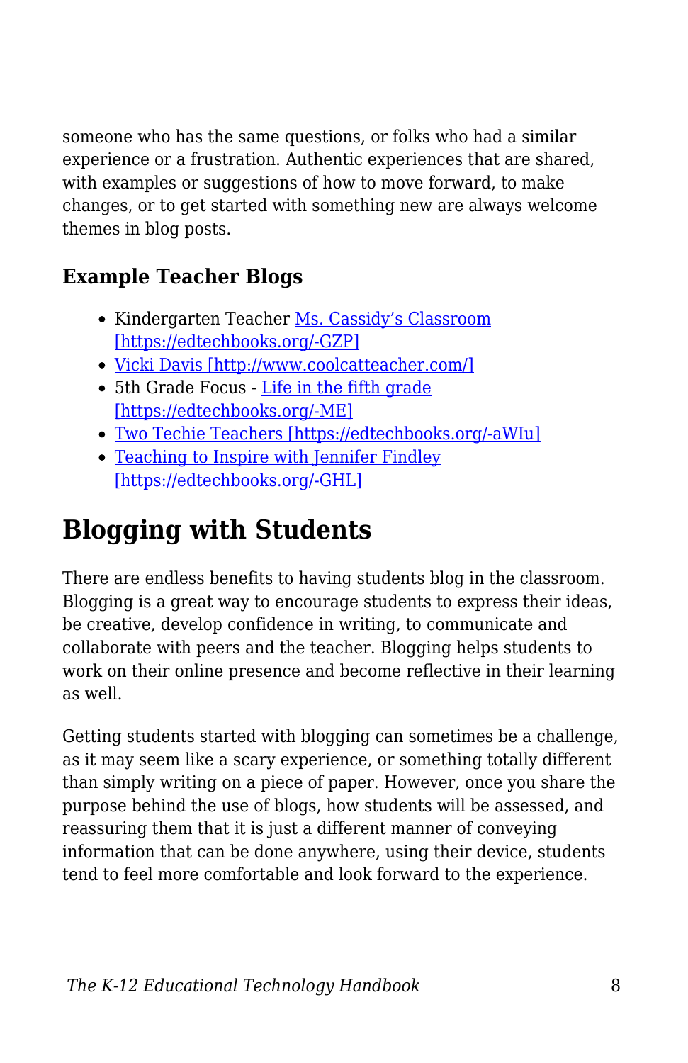someone who has the same questions, or folks who had a similar experience or a frustration. Authentic experiences that are shared, with examples or suggestions of how to move forward, to make changes, or to get started with something new are always welcome themes in blog posts.

### Example Teacher Blogs

- Kindergarten Teacher Ms. Cassidy's Classroom [https://edtechbooks.org/-GZP]
- Vicki Davis [http://www.coolcatteacher.com/]
- 5th Grade Focus - Life in the fifth grade [https://edtechbooks.org/-ME]
- Two Techie Teachers [https://edtechbooks.org/-aWIu]
- Teaching to Inspire with Jennifer Findley [https://edtechbooks.org/-GHL]

## Blogging with Students

There are endless benefits to having students blog in the classroom. Blogging is a great way to encourage students to express their ideas, be creative, develop confidence in writing, to communicate and collaborate with peers and the teacher. Blogging helps students to work on their online presence and become reflective in their learning as well.

Getting students started with blogging can sometimes be a challenge, as it may seem like a scary experience, or something totally different than simply writing on a piece of paper. However, once you share the purpose behind the use of blogs, how students will be assessed, and reassuring them that it is just a different manner of conveying information that can be done anywhere, using their device, students tend to feel more comfortable and look forward to the experience.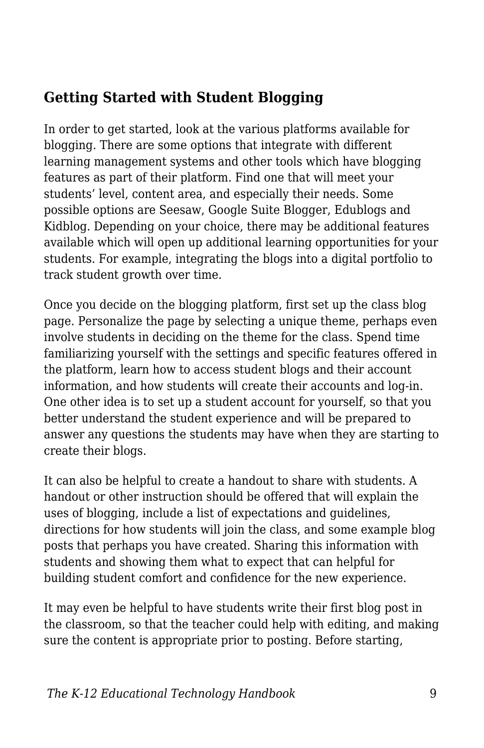## Getting Started with Student Blogging

In order to get started, look at the various platforms available for blogging. There are some options that integrate with different learning management systems and other tools which have blogging features as part of their platform. Find one that will meet your students' level, content area, and especially their needs. Some possible options are Seesaw, Google Suite Blogger, Edublogs and Kidblog. Depending on your choice, there may be additional features available which will open up additional learning opportunities for your students. For example, integrating the blogs into a digital portfolio to track student growth over time.

Once you decide on the blogging platform, first set up the class blog page. Personalize the page by selecting a unique theme, perhaps even involve students in deciding on the theme for the class. Spend time familiarizing yourself with the settings and specific features offered in the platform, learn how to access student blogs and their account information, and how students will create their accounts and log-in. One other idea is to set up a student account for yourself, so that you better understand the student experience and will be prepared to answer any questions the students may have when they are starting to create their blogs.

It can also be helpful to create a handout to share with students. A handout or other instruction should be offered that will explain the uses of blogging, include a list of expectations and guidelines, directions for how students will join the class, and some example blog posts that perhaps you have created. Sharing this information with students and showing them what to expect that can helpful for building student comfort and confidence for the new experience.

It may even be helpful to have students write their first blog post in the classroom, so that the teacher could help with editing, and making sure the content is appropriate prior to posting. Before starting,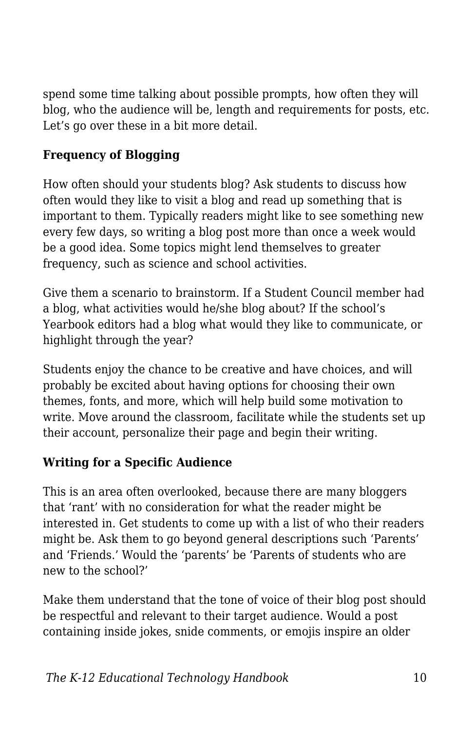spend some time talking about possible prompts, how often they will blog, who the audience will be, length and requirements for posts, etc. Let's go over these in a bit more detail.

**Frequency of Blogging**

How often should your students blog? Ask students to discuss how often would they like to visit a blog and read up something that is important to them. Typically readers might like to see something new every few days, so writing a blog post more than once a week would be a good idea. Some topics might lend themselves to greater frequency, such as science and school activities.

Give them a scenario to brainstorm. If a Student Council member had a blog, what activities would he/she blog about? If the school's Yearbook editors had a blog what would they like to communicate, or highlight through the year?

Students enjoy the chance to be creative and have choices, and will probably be excited about having options for choosing their own themes, fonts, and more, which will help build some motivation to write. Move around the classroom, facilitate while the students set up their account, personalize their page and begin their writing.

**Writing for a Specific Audience**

This is an area often overlooked, because there are many bloggers that 'rant' with no consideration for what the reader might be interested in. Get students to come up with a list of who their readers might be. Ask them to go beyond general descriptions such 'Parents' and 'Friends.' Would the 'parents' be 'Parents of students who are new to the school?'

Make them understand that the tone of voice of their blog post should be respectful and relevant to their target audience. Would a post containing inside jokes, snide comments, or emojis inspire an older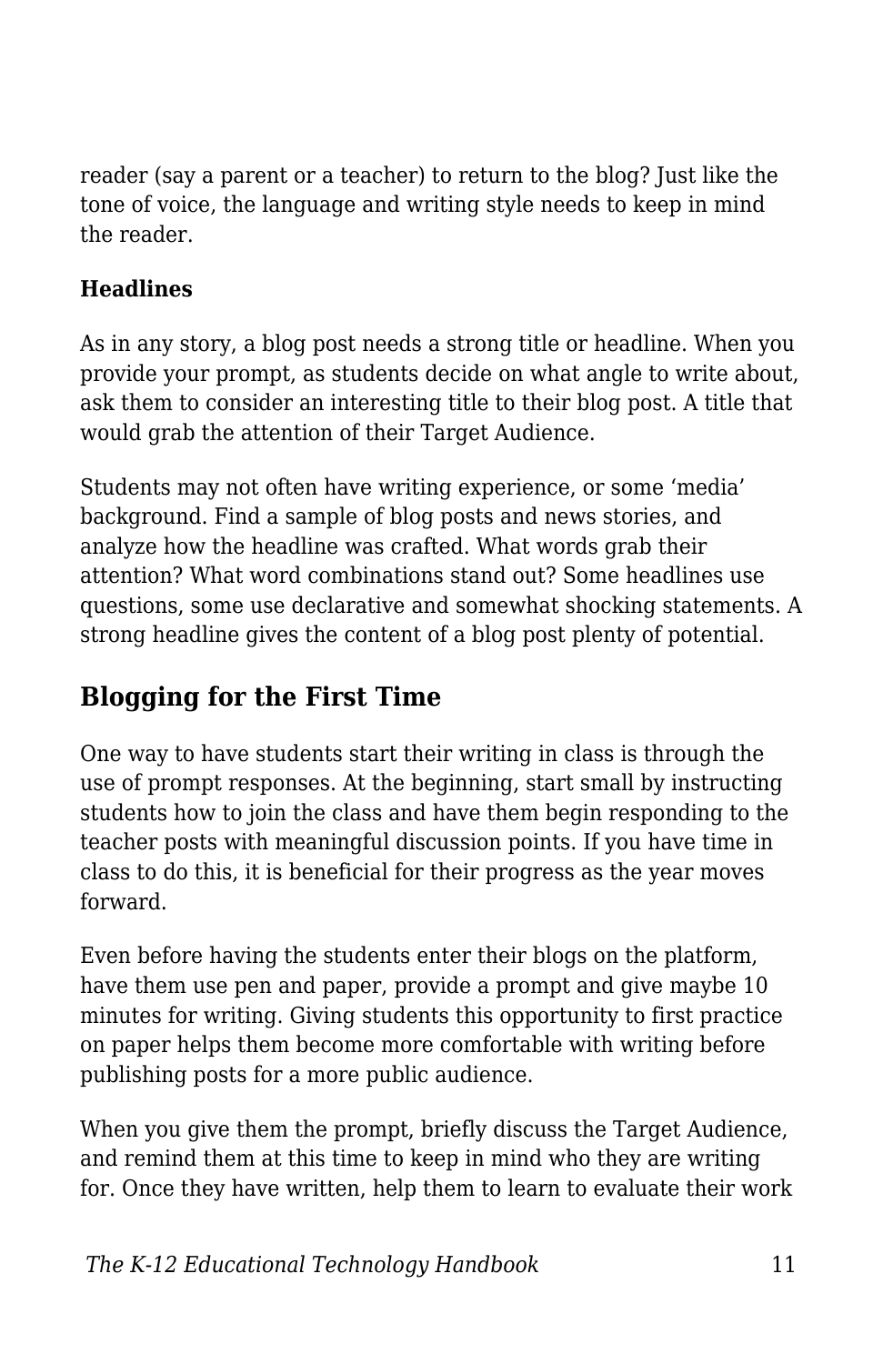reader (say a parent or a teacher) to return to the blog? Just like the tone of voice, the language and writing style needs to keep in mind the reader.

**Headlines**

As in any story, a blog post needs a strong title or headline. When you provide your prompt, as students decide on what angle to write about, ask them to consider an interesting title to their blog post. A title that would grab the attention of their Target Audience.

Students may not often have writing experience, or some 'media' background. Find a sample of blog posts and news stories, and analyze how the headline was crafted. What words grab their attention? What word combinations stand out? Some headlines use questions, some use declarative and somewhat shocking statements. A strong headline gives the content of a blog post plenty of potential.

## Blogging for the First Time

One way to have students start their writing in class is through the use of prompt responses. At the beginning, start small by instructing students how to join the class and have them begin responding to the teacher posts with meaningful discussion points. If you have time in class to do this, it is beneficial for their progress as the year moves forward.

Even before having the students enter their blogs on the platform, have them use pen and paper, provide a prompt and give maybe 10 minutes for writing. Giving students this opportunity to first practice on paper helps them become more comfortable with writing before publishing posts for a more public audience.

When you give them the prompt, briefly discuss the Target Audience, and remind them at this time to keep in mind who they are writing for. Once they have written, help them to learn to evaluate their work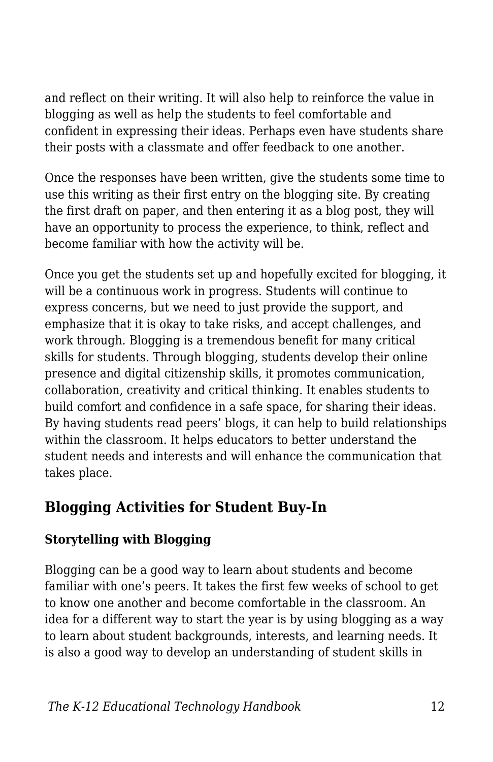and reflect on their writing. It will also help to reinforce the value in blogging as well as help the students to feel comfortable and confident in expressing their ideas. Perhaps even have students share their posts with a classmate and offer feedback to one another.

Once the responses have been written, give the students some time to use this writing as their first entry on the blogging site. By creating the first draft on paper, and then entering it as a blog post, they will have an opportunity to process the experience, to think, reflect and become familiar with how the activity will be.

Once you get the students set up and hopefully excited for blogging, it will be a continuous work in progress. Students will continue to express concerns, but we need to just provide the support, and emphasize that it is okay to take risks, and accept challenges, and work through. Blogging is a tremendous benefit for many critical skills for students. Through blogging, students develop their online presence and digital citizenship skills, it promotes communication, collaboration, creativity and critical thinking. It enables students to build comfort and confidence in a safe space, for sharing their ideas. By having students read peers' blogs, it can help to build relationships within the classroom. It helps educators to better understand the student needs and interests and will enhance the communication that takes place.

## Blogging Activities for Student Buy-In

### Storytelling with Blogging

Blogging can be a good way to learn about students and become familiar with one's peers. It takes the first few weeks of school to get to know one another and become comfortable in the classroom. An idea for a different way to start the year is by using blogging as a way to learn about student backgrounds, interests, and learning needs. It is also a good way to develop an understanding of student skills in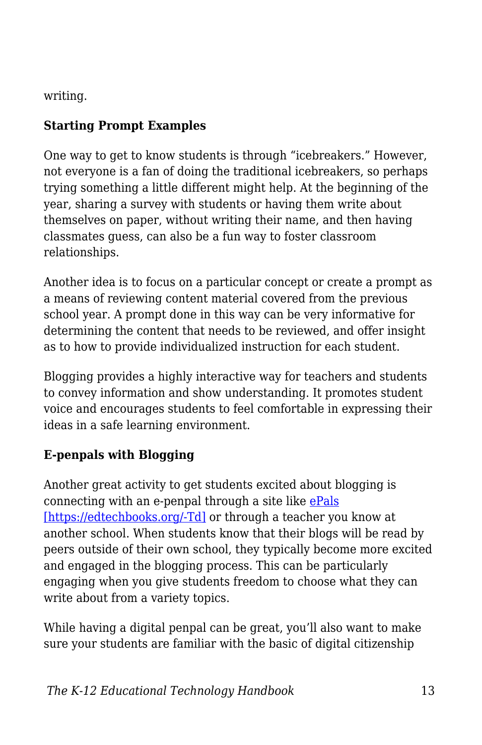writing.

**Starting Prompt Examples**

One way to get to know students is through “icebreakers.” However, not everyone is a fan of doing the traditional icebreakers, so perhaps trying something a little different might help. At the beginning of the year, sharing a survey with students or having them write about themselves on paper, without writing their name, and then having classmates guess, can also be a fun way to foster classroom relationships.

Another idea is to focus on a particular concept or create a prompt as a means of reviewing content material covered from the previous school year. A prompt done in this way can be very informative for determining the content that needs to be reviewed, and offer insight as to how to provide individualized instruction for each student.

Blogging provides a highly interactive way for teachers and students to convey information and show understanding. It promotes student voice and encourages students to feel comfortable in expressing their ideas in a safe learning environment.

**E-penpals with Blogging**

Another great activity to get students excited about blogging is connecting with an e-penpal through a site like ePals [https://edtechbooks.org/-Td] or through a teacher you know at another school. When students know that their blogs will be read by peers outside of their own school, they typically become more excited and engaged in the blogging process. This can be particularly engaging when you give students freedom to choose what they can write about from a variety topics.

While having a digital penpal can be great, you’ll also want to make sure your students are familiar with the basic of digital citizenship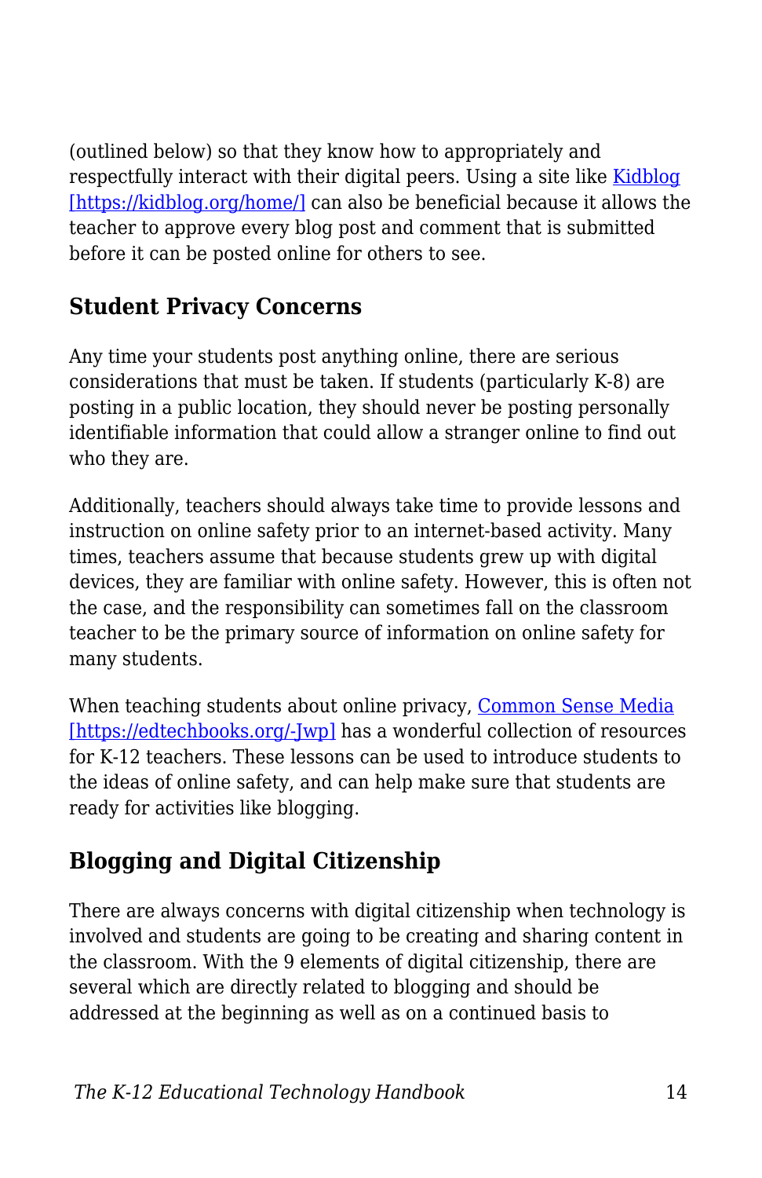(outlined below) so that they know how to appropriately and respectfully interact with their digital peers. Using a site like [Kidblog [https://kidblog.org/home/]](https://kidblog.org/home/) can also be beneficial because it allows the teacher to approve every blog post and comment that is submitted before it can be posted online for others to see.

## Student Privacy Concerns

Any time your students post anything online, there are serious considerations that must be taken. If students (particularly K-8) are posting in a public location, they should never be posting personally identifiable information that could allow a stranger online to find out who they are.

Additionally, teachers should always take time to provide lessons and instruction on online safety prior to an internet-based activity. Many times, teachers assume that because students grew up with digital devices, they are familiar with online safety. However, this is often not the case, and the responsibility can sometimes fall on the classroom teacher to be the primary source of information on online safety for many students.

When teaching students about online privacy, [Common Sense Media [https://edtechbooks.org/-Jwp]](https://edtechbooks.org/-Jwp) has a wonderful collection of resources for K-12 teachers. These lessons can be used to introduce students to the ideas of online safety, and can help make sure that students are ready for activities like blogging.

## Blogging and Digital Citizenship

There are always concerns with digital citizenship when technology is involved and students are going to be creating and sharing content in the classroom. With the 9 elements of digital citizenship, there are several which are directly related to blogging and should be addressed at the beginning as well as on a continued basis to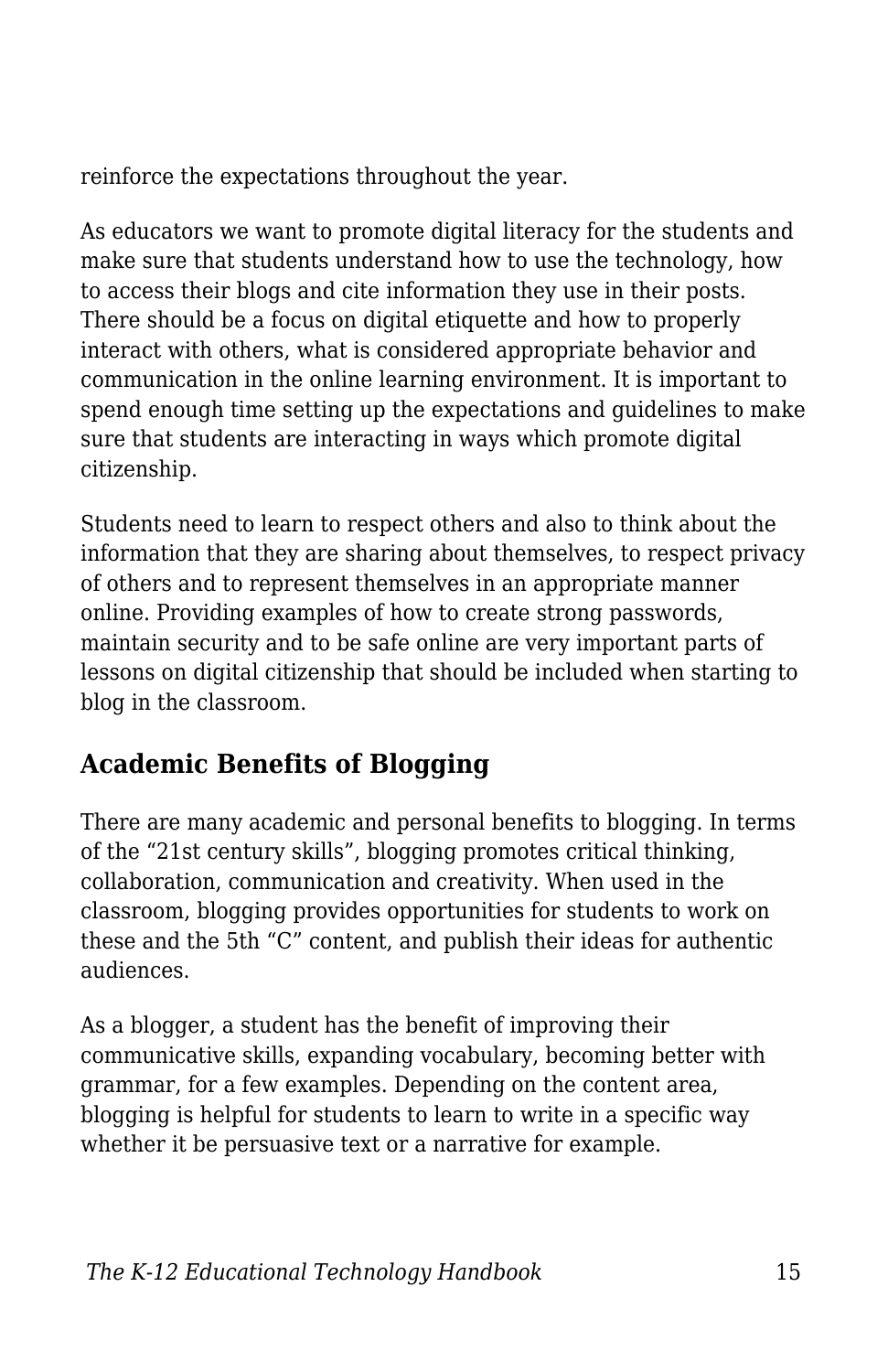reinforce the expectations throughout the year.

As educators we want to promote digital literacy for the students and make sure that students understand how to use the technology, how to access their blogs and cite information they use in their posts. There should be a focus on digital etiquette and how to properly interact with others, what is considered appropriate behavior and communication in the online learning environment. It is important to spend enough time setting up the expectations and guidelines to make sure that students are interacting in ways which promote digital citizenship.

Students need to learn to respect others and also to think about the information that they are sharing about themselves, to respect privacy of others and to represent themselves in an appropriate manner online. Providing examples of how to create strong passwords, maintain security and to be safe online are very important parts of lessons on digital citizenship that should be included when starting to blog in the classroom.

## Academic Benefits of Blogging

There are many academic and personal benefits to blogging. In terms of the "21st century skills", blogging promotes critical thinking, collaboration, communication and creativity. When used in the classroom, blogging provides opportunities for students to work on these and the 5th "C" content, and publish their ideas for authentic audiences.

As a blogger, a student has the benefit of improving their communicative skills, expanding vocabulary, becoming better with grammar, for a few examples. Depending on the content area, blogging is helpful for students to learn to write in a specific way whether it be persuasive text or a narrative for example.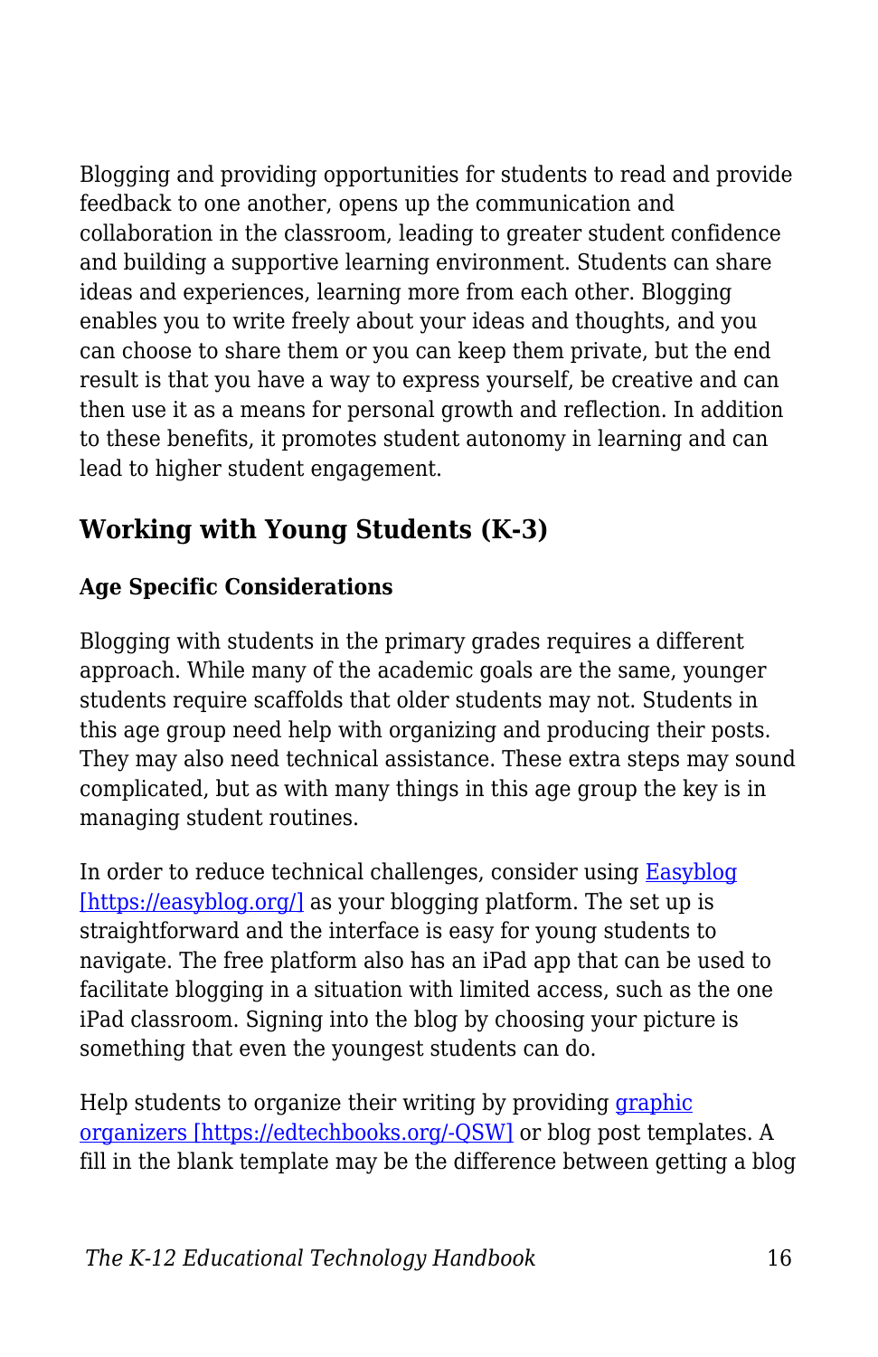Blogging and providing opportunities for students to read and provide feedback to one another, opens up the communication and collaboration in the classroom, leading to greater student confidence and building a supportive learning environment. Students can share ideas and experiences, learning more from each other. Blogging enables you to write freely about your ideas and thoughts, and you can choose to share them or you can keep them private, but the end result is that you have a way to express yourself, be creative and can then use it as a means for personal growth and reflection. In addition to these benefits, it promotes student autonomy in learning and can lead to higher student engagement.

## Working with Young Students (K-3)

**Age Specific Considerations**

Blogging with students in the primary grades requires a different approach. While many of the academic goals are the same, younger students require scaffolds that older students may not. Students in this age group need help with organizing and producing their posts. They may also need technical assistance. These extra steps may sound complicated, but as with many things in this age group the key is in managing student routines.

In order to reduce technical challenges, consider using Easyblog [https://easyblog.org/] as your blogging platform. The set up is straightforward and the interface is easy for young students to navigate. The free platform also has an iPad app that can be used to facilitate blogging in a situation with limited access, such as the one iPad classroom. Signing into the blog by choosing your picture is something that even the youngest students can do.

Help students to organize their writing by providing graphic organizers [https://edtechbooks.org/-QSW] or blog post templates. A fill in the blank template may be the difference between getting a blog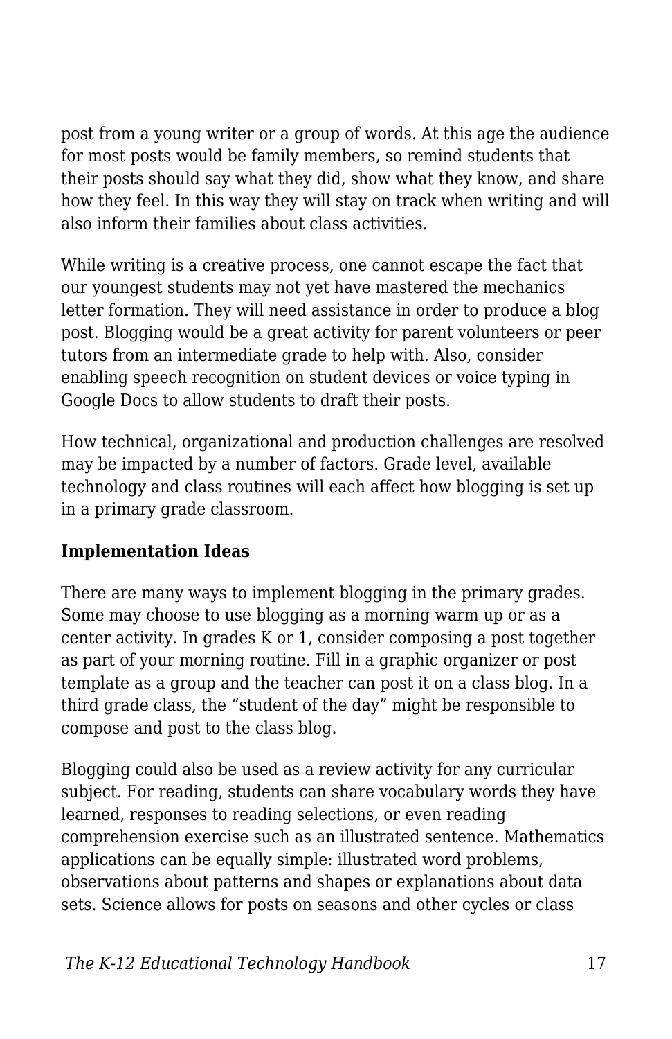post from a young writer or a group of words. At this age the audience for most posts would be family members, so remind students that their posts should say what they did, show what they know, and share how they feel. In this way they will stay on track when writing and will also inform their families about class activities.

While writing is a creative process, one cannot escape the fact that our youngest students may not yet have mastered the mechanics letter formation. They will need assistance in order to produce a blog post. Blogging would be a great activity for parent volunteers or peer tutors from an intermediate grade to help with. Also, consider enabling speech recognition on student devices or voice typing in Google Docs to allow students to draft their posts.

How technical, organizational and production challenges are resolved may be impacted by a number of factors. Grade level, available technology and class routines will each affect how blogging is set up in a primary grade classroom.

**Implementation Ideas**

There are many ways to implement blogging in the primary grades. Some may choose to use blogging as a morning warm up or as a center activity. In grades K or 1, consider composing a post together as part of your morning routine. Fill in a graphic organizer or post template as a group and the teacher can post it on a class blog. In a third grade class, the “student of the day” might be responsible to compose and post to the class blog.

Blogging could also be used as a review activity for any curricular subject. For reading, students can share vocabulary words they have learned, responses to reading selections, or even reading comprehension exercise such as an illustrated sentence. Mathematics applications can be equally simple: illustrated word problems, observations about patterns and shapes or explanations about data sets. Science allows for posts on seasons and other cycles or class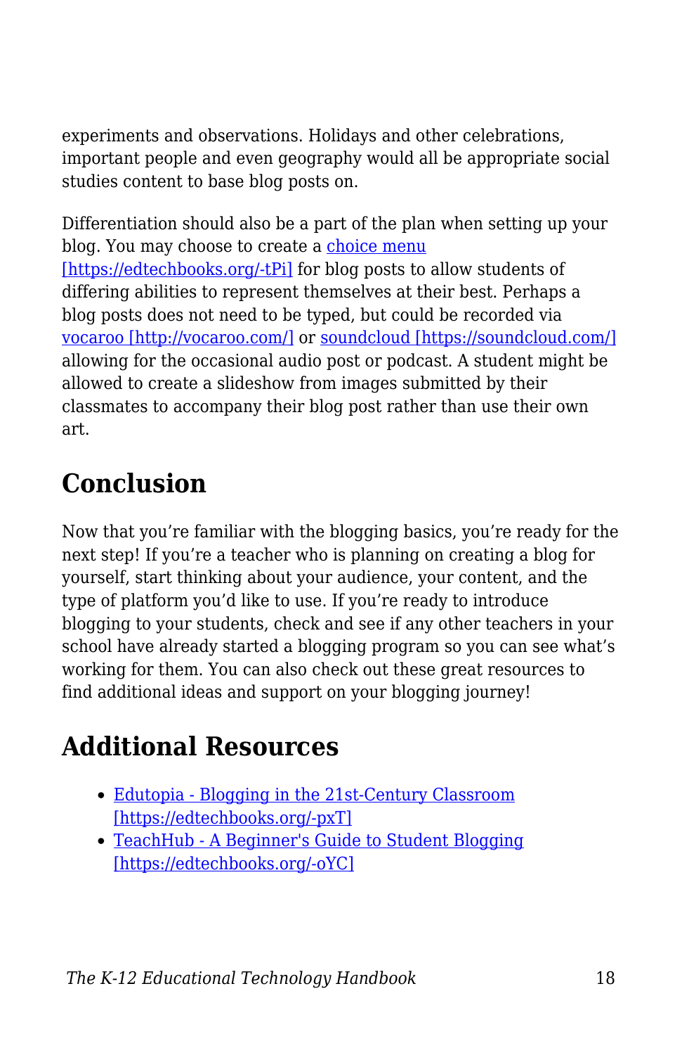experiments and observations. Holidays and other celebrations, important people and even geography would all be appropriate social studies content to base blog posts on.

Differentiation should also be a part of the plan when setting up your blog. You may choose to create a [choice menu [https://edtechbooks.org/-tPi]](https://edtechbooks.org/-tPi) for blog posts to allow students of differing abilities to represent themselves at their best. Perhaps a blog posts does not need to be typed, but could be recorded via [vocaroo [http://vocaroo.com/]](http://vocaroo.com/) or [soundcloud [https://soundcloud.com/]](https://soundcloud.com/) allowing for the occasional audio post or podcast. A student might be allowed to create a slideshow from images submitted by their classmates to accompany their blog post rather than use their own art.

## Conclusion

Now that you're familiar with the blogging basics, you're ready for the next step! If you're a teacher who is planning on creating a blog for yourself, start thinking about your audience, your content, and the type of platform you'd like to use. If you're ready to introduce blogging to your students, check and see if any other teachers in your school have already started a blogging program so you can see what's working for them. You can also check out these great resources to find additional ideas and support on your blogging journey!

## Additional Resources

- [Edutopia - Blogging in the 21st-Century Classroom [https://edtechbooks.org/-pxT]](https://edtechbooks.org/-pxT)
- [TeachHub - A Beginner's Guide to Student Blogging [https://edtechbooks.org/-oYC]](https://edtechbooks.org/-oYC)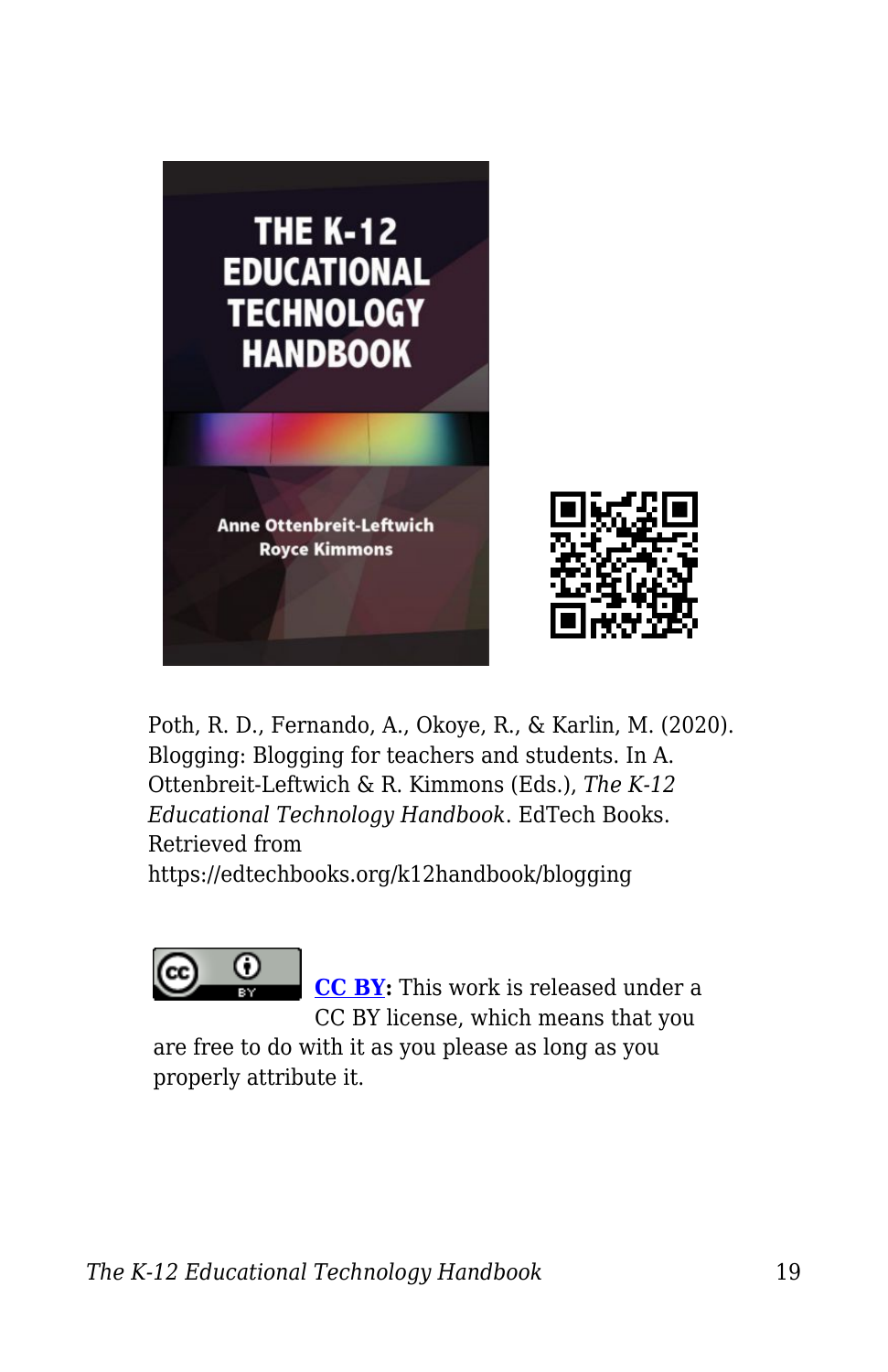Poth, R. D., Fernando, A., Okoye, R., & Karlin, M. (2020). Blogging: Blogging for teachers and students. In A. Ottenbreit-Leftwich & R. Kimmons (Eds.), *The K-12 Educational Technology Handbook*. EdTech Books. Retrieved from https://edtechbooks.org/k12handbook/blogging

**CC BY:** This work is released under a CC BY license, which means that you are free to do with it as you please as long as you properly attribute it.